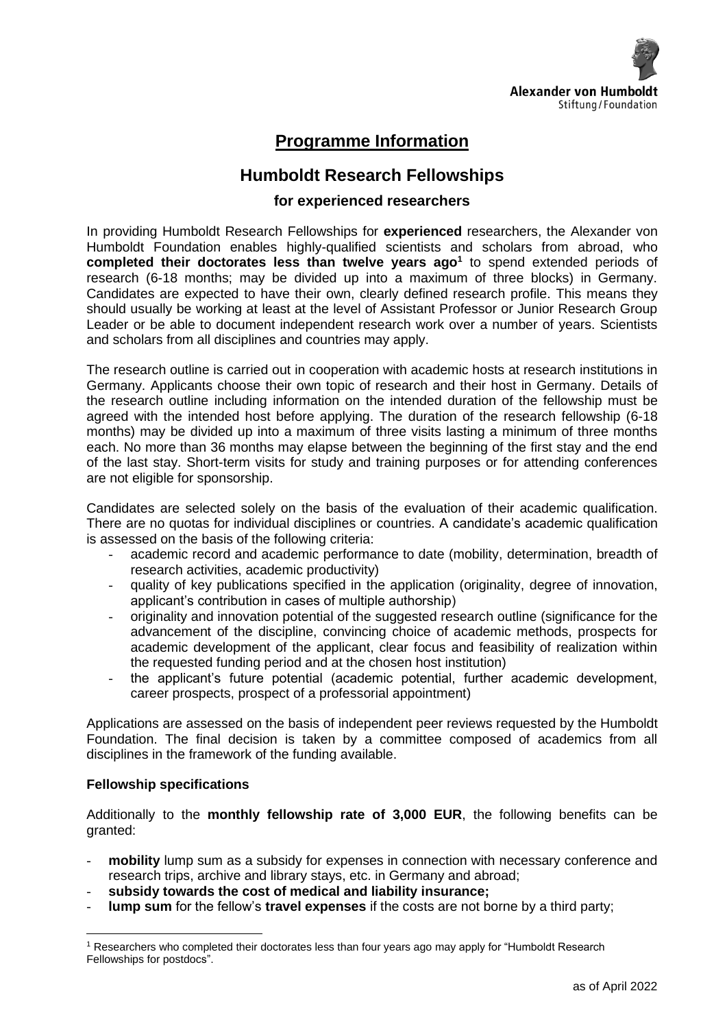# Programme Information

## Humboldt Research Fellowships

### for experienced researchers

In providing Humboldt Research Fellowships for **experienced** researchers, the Alexander von Humboldt Foundation enables highly-qualified scientists and scholars from abroad, who **completed their doctorates less than twelve years ago**[1] to spend extended periods of research (6-18 months; may be divided up into a maximum of three blocks) in Germany. Candidates are expected to have their own, clearly defined research profile. This means they should usually be working at least at the level of Assistant Professor or Junior Research Group Leader or be able to document independent research work over a number of years. Scientists and scholars from all disciplines and countries may apply.

The research outline is carried out in cooperation with academic hosts at research institutions in Germany. Applicants choose their own topic of research and their host in Germany. Details of the research outline including information on the intended duration of the fellowship must be agreed with the intended host before applying. The duration of the research fellowship (6-18 months) may be divided up into a maximum of three visits lasting a minimum of three months each. No more than 36 months may elapse between the beginning of the first stay and the end of the last stay. Short-term visits for study and training purposes or for attending conferences are not eligible for sponsorship.

Candidates are selected solely on the basis of the evaluation of their academic qualification. There are no quotas for individual disciplines or countries. A candidate's academic qualification is assessed on the basis of the following criteria:

- academic record and academic performance to date (mobility, determination, breadth of research activities, academic productivity)
- quality of key publications specified in the application (originality, degree of innovation, applicant's contribution in cases of multiple authorship)
- originality and innovation potential of the suggested research outline (significance for the advancement of the discipline, convincing choice of academic methods, prospects for academic development of the applicant, clear focus and feasibility of realization within the requested funding period and at the chosen host institution)
- the applicant's future potential (academic potential, further academic development, career prospects, prospect of a professorial appointment)

Applications are assessed on the basis of independent peer reviews requested by the Humboldt Foundation. The final decision is taken by a committee composed of academics from all disciplines in the framework of the funding available.

**Fellowship specifications**

Additionally to the **monthly fellowship rate of 3,000 EUR**, the following benefits can be granted:

- **mobility** lump sum as a subsidy for expenses in connection with necessary conference and research trips, archive and library stays, etc. in Germany and abroad;
- **subsidy towards the cost of medical and liability insurance;**
- **lump sum** for the fellow's **travel expenses** if the costs are not borne by a third party;

[1] Researchers who completed their doctorates less than four years ago may apply for "Humboldt Research Fellowships for postdocs".

as of April 2022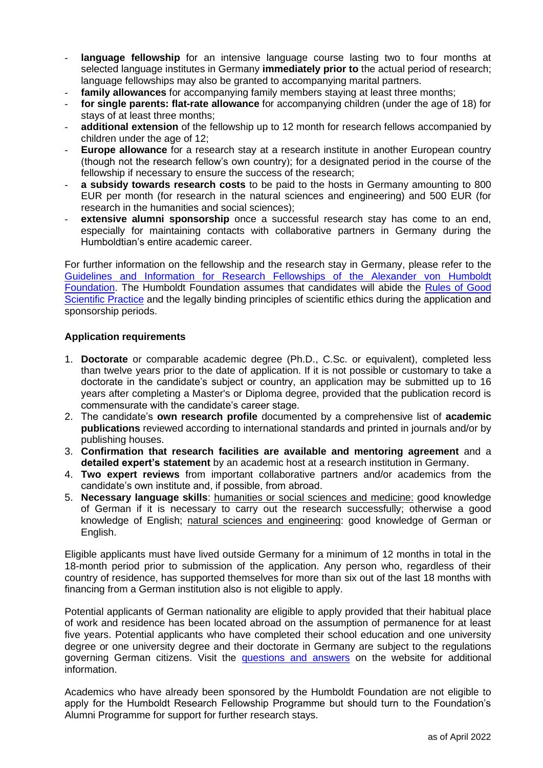- **language fellowship** for an intensive language course lasting two to four months at selected language institutes in Germany **immediately prior to** the actual period of research; language fellowships may also be granted to accompanying marital partners.
- **family allowances** for accompanying family members staying at least three months;
- **for single parents: flat-rate allowance** for accompanying children (under the age of 18) for stays of at least three months;
- **additional extension** of the fellowship up to 12 month for research fellows accompanied by children under the age of 12;
- **Europe allowance** for a research stay at a research institute in another European country (though not the research fellow's own country); for a designated period in the course of the fellowship if necessary to ensure the success of the research;
- **a subsidy towards research costs** to be paid to the hosts in Germany amounting to 800 EUR per month (for research in the natural sciences and engineering) and 500 EUR (for research in the humanities and social sciences);
- **extensive alumni sponsorship** once a successful research stay has come to an end, especially for maintaining contacts with collaborative partners in Germany during the Humboldtian's entire academic career.

For further information on the fellowship and the research stay in Germany, please refer to the Guidelines and Information for Research Fellowships of the Alexander von Humboldt Foundation. The Humboldt Foundation assumes that candidates will abide the Rules of Good Scientific Practice and the legally binding principles of scientific ethics during the application and sponsorship periods.

**Application requirements**

1. **Doctorate** or comparable academic degree (Ph.D., C.Sc. or equivalent), completed less than twelve years prior to the date of application. If it is not possible or customary to take a doctorate in the candidate's subject or country, an application may be submitted up to 16 years after completing a Master's or Diploma degree, provided that the publication record is commensurate with the candidate's career stage.
2. The candidate's **own research profile** documented by a comprehensive list of **academic publications** reviewed according to international standards and printed in journals and/or by publishing houses.
3. **Confirmation that research facilities are available and mentoring agreement** and a **detailed expert's statement** by an academic host at a research institution in Germany.
4. **Two expert reviews** from important collaborative partners and/or academics from the candidate's own institute and, if possible, from abroad.
5. **Necessary language skills**: humanities or social sciences and medicine: good knowledge of German if it is necessary to carry out the research successfully; otherwise a good knowledge of English; natural sciences and engineering: good knowledge of German or English.

Eligible applicants must have lived outside Germany for a minimum of 12 months in total in the 18-month period prior to submission of the application. Any person who, regardless of their country of residence, has supported themselves for more than six out of the last 18 months with financing from a German institution also is not eligible to apply.

Potential applicants of German nationality are eligible to apply provided that their habitual place of work and residence has been located abroad on the assumption of permanence for at least five years. Potential applicants who have completed their school education and one university degree or one university degree and their doctorate in Germany are subject to the regulations governing German citizens. Visit the questions and answers on the website for additional information.

Academics who have already been sponsored by the Humboldt Foundation are not eligible to apply for the Humboldt Research Fellowship Programme but should turn to the Foundation's Alumni Programme for support for further research stays.

as of April 2022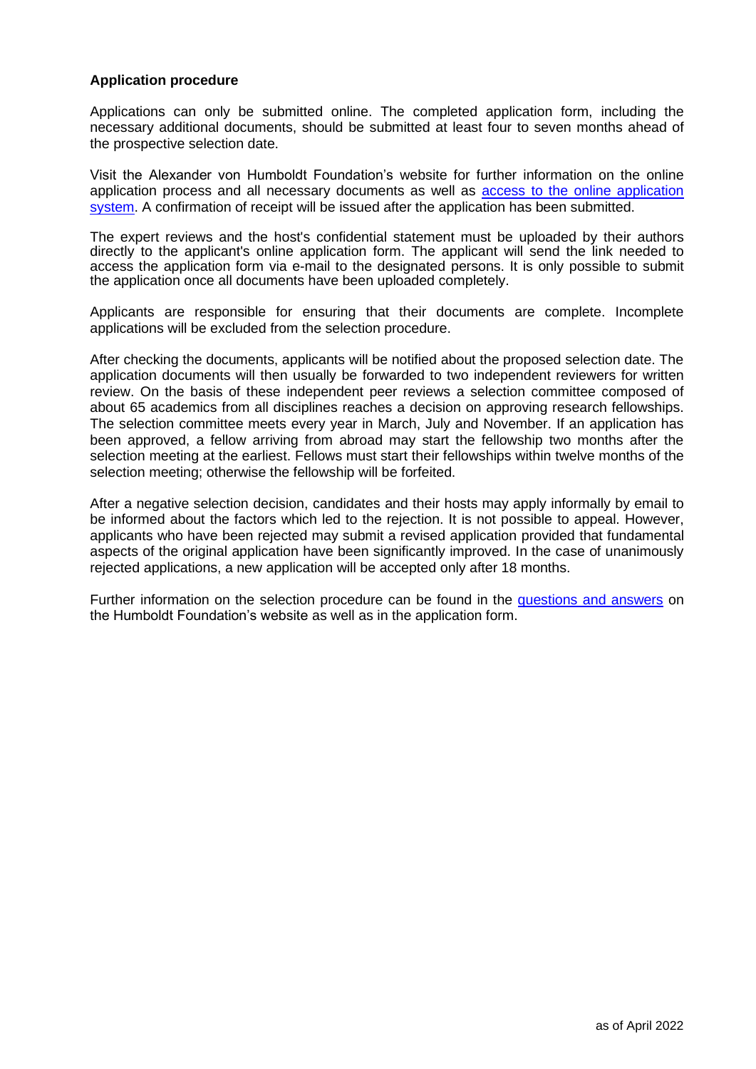**Application procedure**

Applications can only be submitted online. The completed application form, including the necessary additional documents, should be submitted at least four to seven months ahead of the prospective selection date.

Visit the Alexander von Humboldt Foundation's website for further information on the online application process and all necessary documents as well as access to the online application system. A confirmation of receipt will be issued after the application has been submitted.

The expert reviews and the host's confidential statement must be uploaded by their authors directly to the applicant's online application form. The applicant will send the link needed to access the application form via e-mail to the designated persons. It is only possible to submit the application once all documents have been uploaded completely.

Applicants are responsible for ensuring that their documents are complete. Incomplete applications will be excluded from the selection procedure.

After checking the documents, applicants will be notified about the proposed selection date. The application documents will then usually be forwarded to two independent reviewers for written review. On the basis of these independent peer reviews a selection committee composed of about 65 academics from all disciplines reaches a decision on approving research fellowships. The selection committee meets every year in March, July and November. If an application has been approved, a fellow arriving from abroad may start the fellowship two months after the selection meeting at the earliest. Fellows must start their fellowships within twelve months of the selection meeting; otherwise the fellowship will be forfeited.

After a negative selection decision, candidates and their hosts may apply informally by email to be informed about the factors which led to the rejection. It is not possible to appeal. However, applicants who have been rejected may submit a revised application provided that fundamental aspects of the original application have been significantly improved. In the case of unanimously rejected applications, a new application will be accepted only after 18 months.

Further information on the selection procedure can be found in the questions and answers on the Humboldt Foundation's website as well as in the application form.

as of April 2022